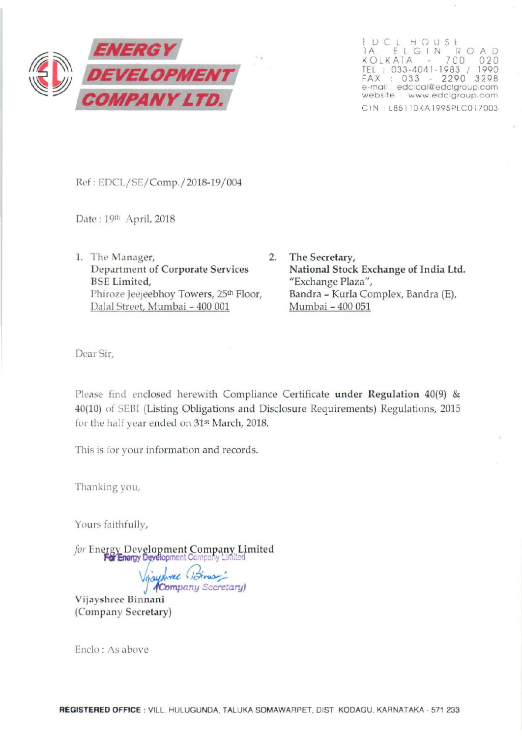# ENERGY DEVELOPMENT COMPANY LTD.

EDCL HOUSE
1A, ELGIN ROAD
KOLKATA - 700 020
TEL : 033-4041-1983 / 1990
FAX : 033 - 2290 3298
e-mail : edclcal@edclgroup.com
website : www.edclgroup.com
CIN : L85110KA1995PLC017003

Ref : EDCL/SE/Comp./2018-19/004

Date : 19th April, 2018

1. The Manager,
   **Department of Corporate Services**
   **BSE Limited,**
   Phiroze Jeejeebhoy Towers, 25th Floor,
   Dalal Street, Mumbai - 400 001

2. **The Secretary,**
   **National Stock Exchange of India Ltd.**
   "Exchange Plaza",
   Bandra - Kurla Complex, Bandra (E),
   Mumbai - 400 051

Dear Sir,

Please find enclosed herewith Compliance Certificate **under Regulation** 40(9) & 40(10) of SEBI (Listing Obligations and Disclosure Requirements) Regulations, 2015 for the half year ended on 31st March, 2018.

This is for your information and records.

Thanking you,

Yours faithfully,

*for* Energy Development Company Limited

For Energy Development Company Limited

(Company Secretary)

**Vijayshree Binnani**
(Company Secretary)

Enclo : As above

**REGISTERED OFFICE** : VILL. HULUGUNDA, TALUKA SOMAWARPET, DIST. KODAGU, KARNATAKA - 571 233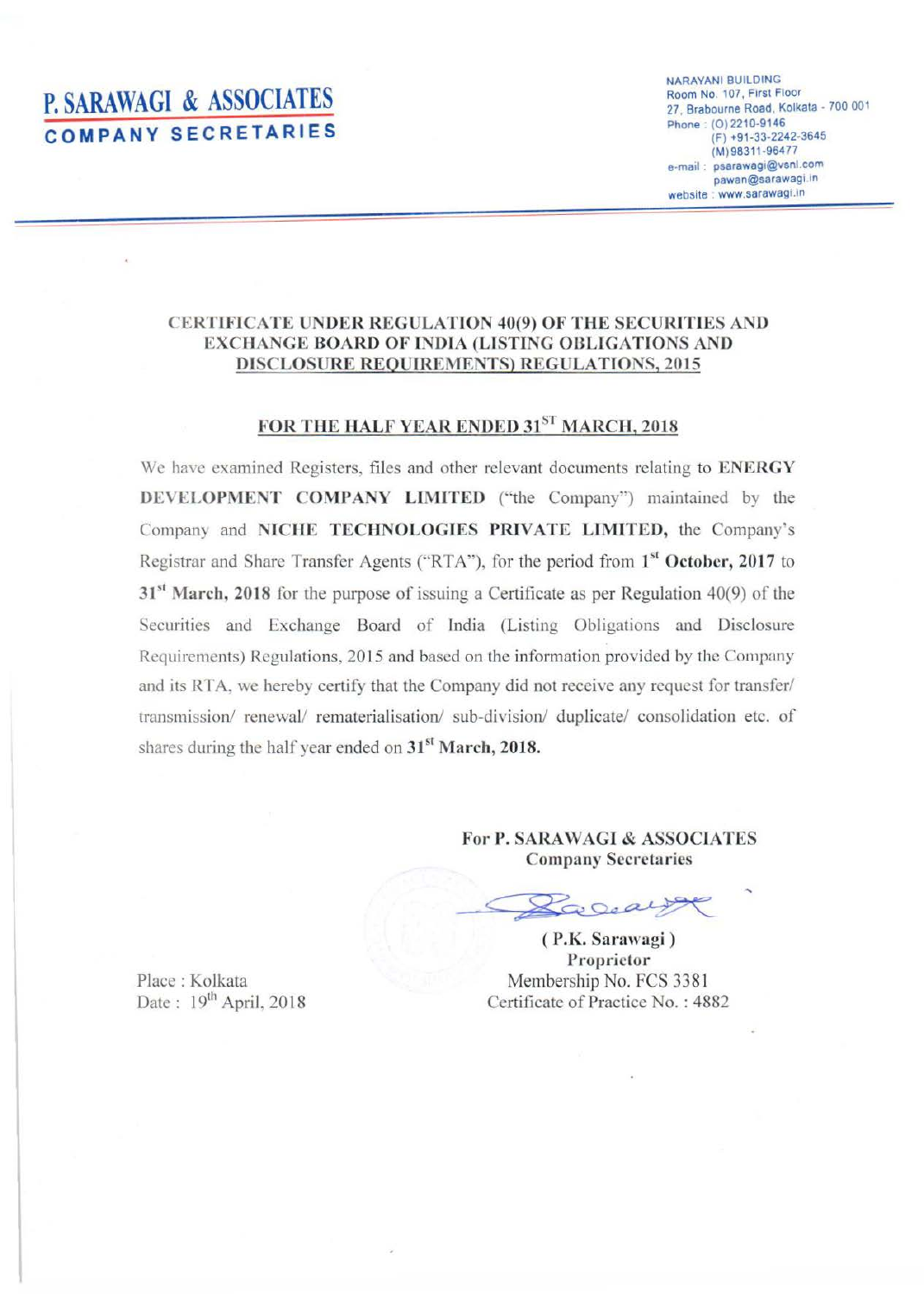# P. SARAWAGI & ASSOCIATES
## COMPANY SECRETARIES

NARAYANI BUILDING
Room No. 107, First Floor
27, Brabourne Road, Kolkata - 700 001
Phone : (O) 2210-9146
(F) +91-33-2242-3645
(M) 98311-96477
e-mail : psarawagi@vsnl.com
pawan@sarawagi.in
website : www.sarawagi.in

### CERTIFICATE UNDER REGULATION 40(9) OF THE SECURITIES AND EXCHANGE BOARD OF INDIA (LISTING OBLIGATIONS AND DISCLOSURE REQUIREMENTS) REGULATIONS, 2015

### FOR THE HALF YEAR ENDED 31ST MARCH, 2018

We have examined Registers, files and other relevant documents relating to **ENERGY DEVELOPMENT COMPANY LIMITED** ("the Company") maintained by the Company and **NICHE TECHNOLOGIES PRIVATE LIMITED,** the Company's Registrar and Share Transfer Agents ("RTA"), for the period from 1st **October, 2017** to 31st **March, 2018** for the purpose of issuing a Certificate as per Regulation 40(9) of the Securities and Exchange Board of India (Listing Obligations and Disclosure Requirements) Regulations, 2015 and based on the information provided by the Company and its RTA, we hereby certify that the Company did not receive any request for transfer/ transmission/ renewal/ rematerialisation/ sub-division/ duplicate/ consolidation etc. of shares during the half year ended on 31st **March, 2018.**

**For P. SARAWAGI & ASSOCIATES**
**Company Secretaries**

**( P.K. Sarawagi )**
**Proprietor**
Membership No. FCS 3381
Certificate of Practice No. : 4882

Place : Kolkata
Date : 19th April, 2018